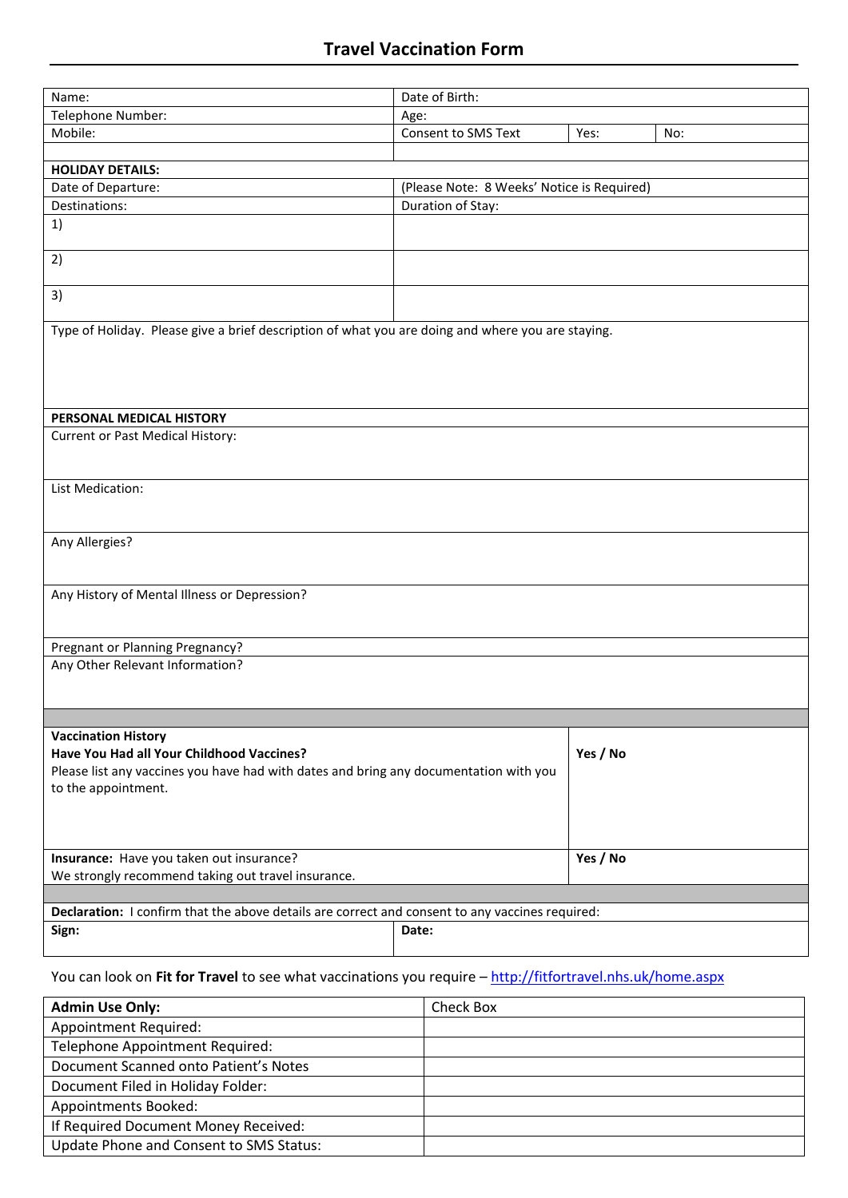# Travel Vaccination Form

| Name: | Date of Birth: | | |
|---|---|---|---|
| Telephone Number: | Age: | | |
| Mobile: | Consent to SMS Text | Yes: | No: |
| | | | |
| **HOLIDAY DETAILS:** | | | |
| Date of Departure: | (Please Note: 8 Weeks' Notice is Required) | | |
| Destinations: | Duration of Stay: | | |
| 1) | | | |
| 2) | | | |
| 3) | | | |
| Type of Holiday. Please give a brief description of what you are doing and where you are staying. | | | |
| **PERSONAL MEDICAL HISTORY** | | | |
| Current or Past Medical History: | | | |
| List Medication: | | | |
| Any Allergies? | | | |
| Any History of Mental Illness or Depression? | | | |
| Pregnant or Planning Pregnancy? | | | |
| Any Other Relevant Information? | | | |
| | | | |
| **Vaccination History**<br>**Have You Had all Your Childhood Vaccines?**<br>Please list any vaccines you have had with dates and bring any documentation with you to the appointment. | | **Yes / No** | |
| **Insurance:** Have you taken out insurance?<br>We strongly recommend taking out travel insurance. | | **Yes / No** | |
| | | | |
| **Declaration:** I confirm that the above details are correct and consent to any vaccines required: | | | |
| **Sign:** | **Date:** | | |

You can look on **Fit for Travel** to see what vaccinations you require – http://fitfortravel.nhs.uk/home.aspx

| **Admin Use Only:** | Check Box |
|---|---|
| Appointment Required: | |
| Telephone Appointment Required: | |
| Document Scanned onto Patient's Notes | |
| Document Filed in Holiday Folder: | |
| Appointments Booked: | |
| If Required Document Money Received: | |
| Update Phone and Consent to SMS Status: | |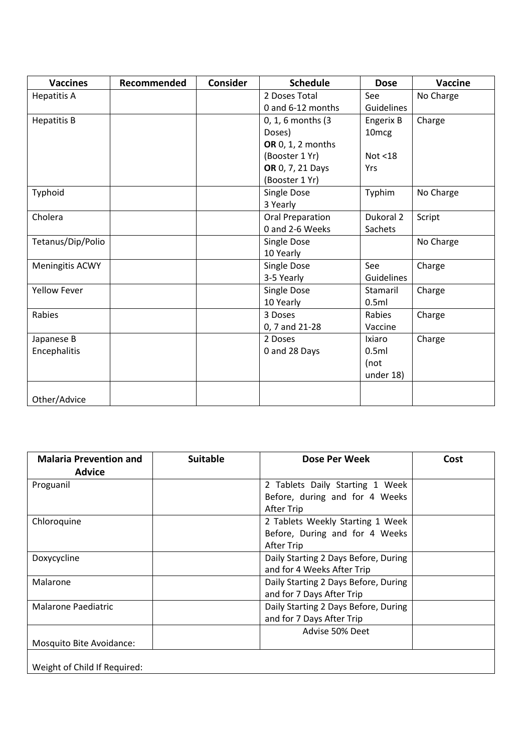| Vaccines | Recommended | Consider | Schedule | Dose | Vaccine |
|---|---|---|---|---|---|
| Hepatitis A | | | 2 Doses Total<br>0 and 6-12 months | See Guidelines | No Charge |
| Hepatitis B | | | 0, 1, 6 months (3 Doses)<br>**OR** 0, 1, 2 months (Booster 1 Yr)<br>**OR** 0, 7, 21 Days (Booster 1 Yr) | Engerix B 10mcg<br><br>Not <18 Yrs | Charge |
| Typhoid | | | Single Dose<br>3 Yearly | Typhim | No Charge |
| Cholera | | | Oral Preparation<br>0 and 2-6 Weeks | Dukoral 2 Sachets | Script |
| Tetanus/Dip/Polio | | | Single Dose<br>10 Yearly | | No Charge |
| Meningitis ACWY | | | Single Dose<br>3-5 Yearly | See Guidelines | Charge |
| Yellow Fever | | | Single Dose<br>10 Yearly | Stamaril 0.5ml | Charge |
| Rabies | | | 3 Doses<br>0, 7 and 21-28 | Rabies Vaccine | Charge |
| Japanese B Encephalitis | | | 2 Doses<br>0 and 28 Days | Ixiaro 0.5ml (not under 18) | Charge |
| Other/Advice | | | | | |

| Malaria Prevention and Advice | Suitable | Dose Per Week | Cost |
|---|---|---|---|
| Proguanil | | 2 Tablets Daily Starting 1 Week Before, during and for 4 Weeks After Trip | |
| Chloroquine | | 2 Tablets Weekly Starting 1 Week Before, During and for 4 Weeks After Trip | |
| Doxycycline | | Daily Starting 2 Days Before, During and for 4 Weeks After Trip | |
| Malarone | | Daily Starting 2 Days Before, During and for 7 Days After Trip | |
| Malarone Paediatric | | Daily Starting 2 Days Before, During and for 7 Days After Trip | |
| Mosquito Bite Avoidance: | | Advise 50% Deet | |
| Weight of Child If Required: | | | |